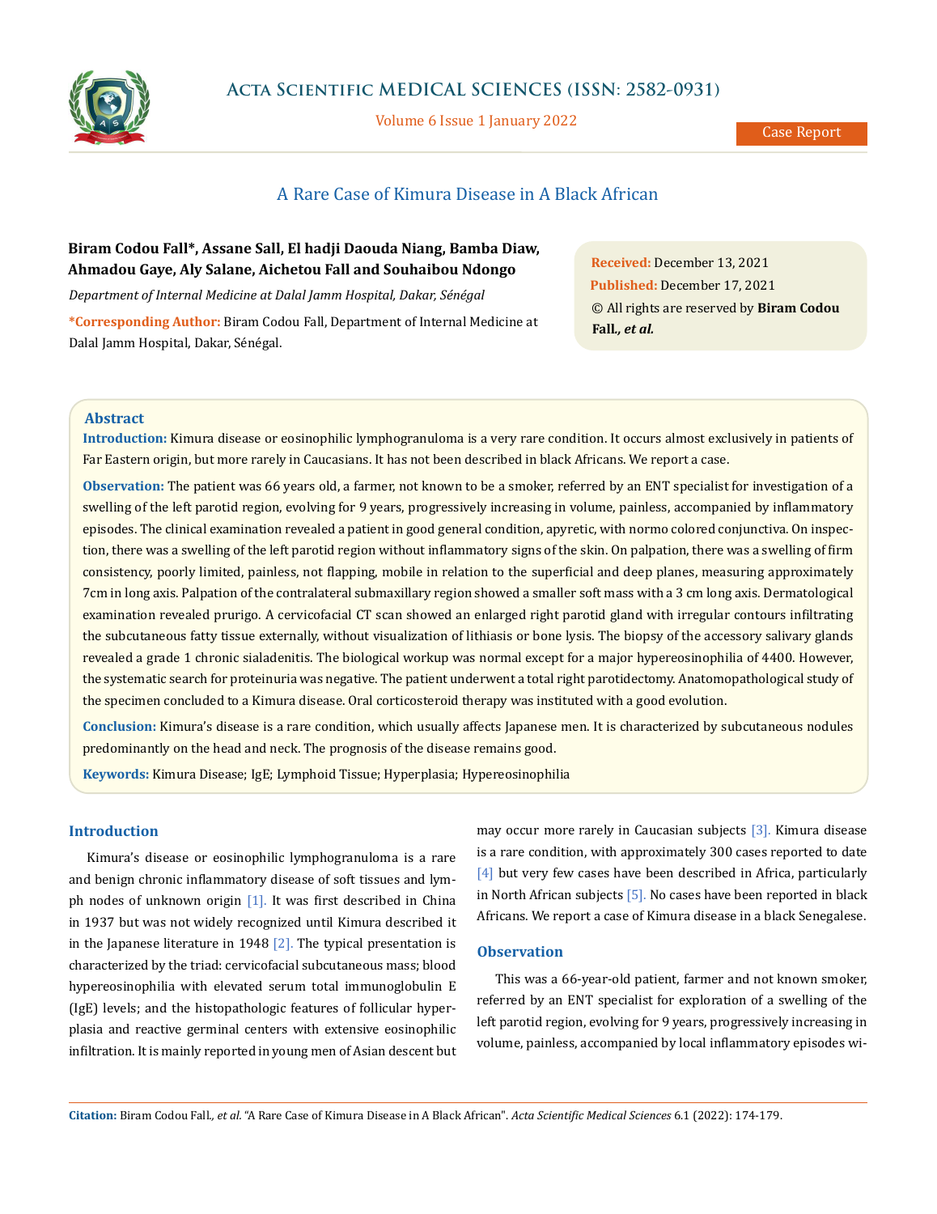Case Report

# A Rare Case of Kimura Disease in A Black African

**Biram Codou Fall\*, Assane Sall, El hadji Daouda Niang, Bamba Diaw, Ahmadou Gaye, Aly Salane, Aichetou Fall and Souhaibou Ndongo**

*Department of Internal Medicine at Dalal Jamm Hospital, Dakar, Sénégal*

**\*Corresponding Author:** Biram Codou Fall, Department of Internal Medicine at Dalal Jamm Hospital, Dakar, Sénégal.

**Received:** December 13, 2021
**Published:** December 17, 2021
© All rights are reserved by **Biram Codou Fall*, et al.***

## Abstract

**Introduction:** Kimura disease or eosinophilic lymphogranuloma is a very rare condition. It occurs almost exclusively in patients of Far Eastern origin, but more rarely in Caucasians. It has not been described in black Africans. We report a case.

**Observation:** The patient was 66 years old, a farmer, not known to be a smoker, referred by an ENT specialist for investigation of a swelling of the left parotid region, evolving for 9 years, progressively increasing in volume, painless, accompanied by inflammatory episodes. The clinical examination revealed a patient in good general condition, apyretic, with normo colored conjunctiva. On inspection, there was a swelling of the left parotid region without inflammatory signs of the skin. On palpation, there was a swelling of firm consistency, poorly limited, painless, not flapping, mobile in relation to the superficial and deep planes, measuring approximately 7cm in long axis. Palpation of the contralateral submaxillary region showed a smaller soft mass with a 3 cm long axis. Dermatological examination revealed prurigo. A cervicofacial CT scan showed an enlarged right parotid gland with irregular contours infiltrating the subcutaneous fatty tissue externally, without visualization of lithiasis or bone lysis. The biopsy of the accessory salivary glands revealed a grade 1 chronic sialadenitis. The biological workup was normal except for a major hypereosinophilia of 4400. However, the systematic search for proteinuria was negative. The patient underwent a total right parotidectomy. Anatomopathological study of the specimen concluded to a Kimura disease. Oral corticosteroid therapy was instituted with a good evolution.

**Conclusion:** Kimura's disease is a rare condition, which usually affects Japanese men. It is characterized by subcutaneous nodules predominantly on the head and neck. The prognosis of the disease remains good.

**Keywords:** Kimura Disease; IgE; Lymphoid Tissue; Hyperplasia; Hypereosinophilia

## Introduction

Kimura's disease or eosinophilic lymphogranuloma is a rare and benign chronic inflammatory disease of soft tissues and lymph nodes of unknown origin [1]. It was first described in China in 1937 but was not widely recognized until Kimura described it in the Japanese literature in 1948 [2]. The typical presentation is characterized by the triad: cervicofacial subcutaneous mass; blood hypereosinophilia with elevated serum total immunoglobulin E (IgE) levels; and the histopathologic features of follicular hyperplasia and reactive germinal centers with extensive eosinophilic infiltration. It is mainly reported in young men of Asian descent but may occur more rarely in Caucasian subjects [3]. Kimura disease is a rare condition, with approximately 300 cases reported to date [4] but very few cases have been described in Africa, particularly in North African subjects [5]. No cases have been reported in black Africans. We report a case of Kimura disease in a black Senegalese.

## Observation

This was a 66-year-old patient, farmer and not known smoker, referred by an ENT specialist for exploration of a swelling of the left parotid region, evolving for 9 years, progressively increasing in volume, painless, accompanied by local inflammatory episodes wi-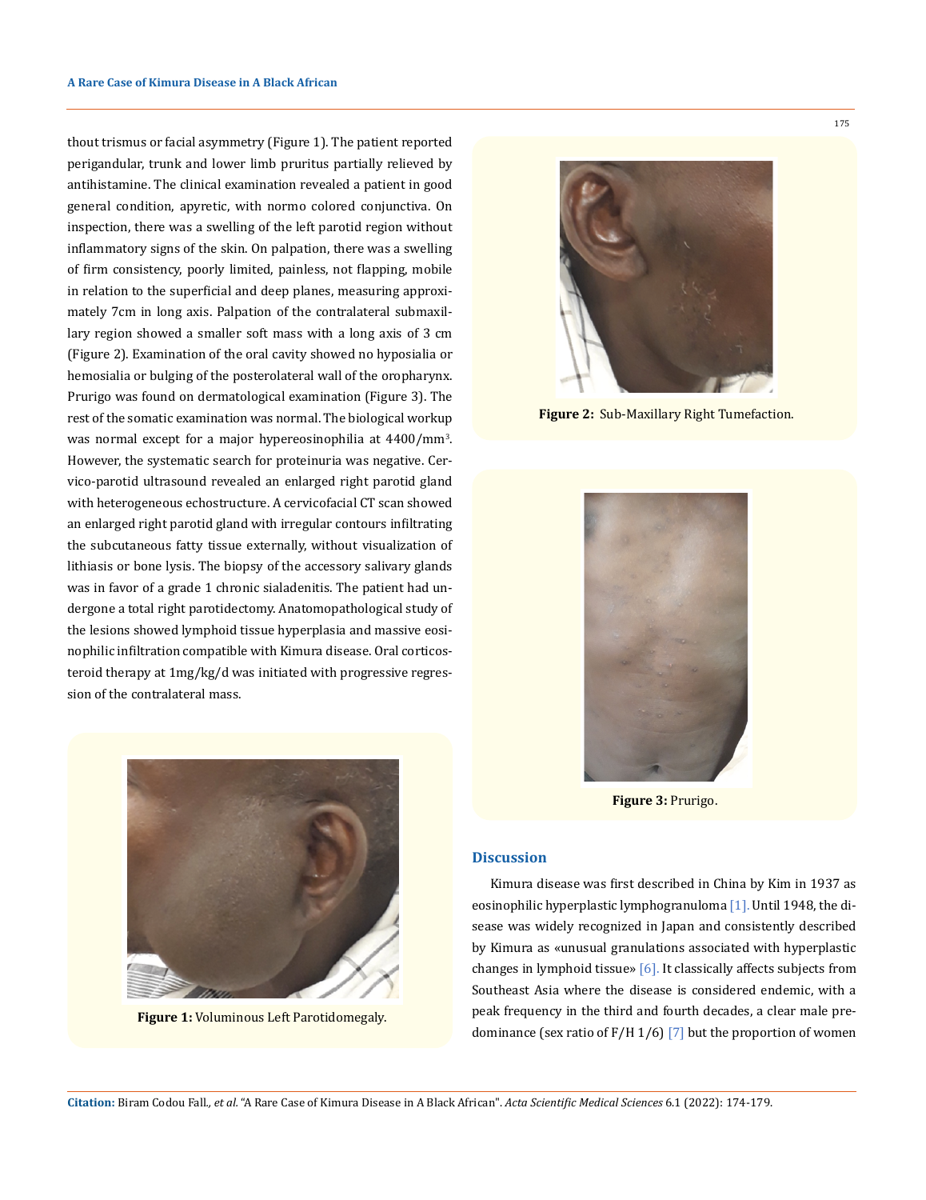thout trismus or facial asymmetry (Figure 1). The patient reported perigandular, trunk and lower limb pruritus partially relieved by antihistamine. The clinical examination revealed a patient in good general condition, apyretic, with normo colored conjunctiva. On inspection, there was a swelling of the left parotid region without inflammatory signs of the skin. On palpation, there was a swelling of firm consistency, poorly limited, painless, not flapping, mobile in relation to the superficial and deep planes, measuring approximately 7cm in long axis. Palpation of the contralateral submaxillary region showed a smaller soft mass with a long axis of 3 cm (Figure 2). Examination of the oral cavity showed no hyposialia or hemosialia or bulging of the posterolateral wall of the oropharynx. Prurigo was found on dermatological examination (Figure 3). The rest of the somatic examination was normal. The biological workup was normal except for a major hypereosinophilia at 4400/mm$^3$. However, the systematic search for proteinuria was negative. Cervico-parotid ultrasound revealed an enlarged right parotid gland with heterogeneous echostructure. A cervicofacial CT scan showed an enlarged right parotid gland with irregular contours infiltrating the subcutaneous fatty tissue externally, without visualization of lithiasis or bone lysis. The biopsy of the accessory salivary glands was in favor of a grade 1 chronic sialadenitis. The patient had undergone a total right parotidectomy. Anatomopathological study of the lesions showed lymphoid tissue hyperplasia and massive eosinophilic infiltration compatible with Kimura disease. Oral corticosteroid therapy at 1mg/kg/d was initiated with progressive regression of the contralateral mass.

**Figure 1:** Voluminous Left Parotidomegaly.

**Figure 2:** Sub-Maxillary Right Tumefaction.

**Figure 3:** Prurigo.

## Discussion

Kimura disease was first described in China by Kim in 1937 as eosinophilic hyperplastic lymphogranuloma [1]. Until 1948, the disease was widely recognized in Japan and consistently described by Kimura as «unusual granulations associated with hyperplastic changes in lymphoid tissue» [6]. It classically affects subjects from Southeast Asia where the disease is considered endemic, with a peak frequency in the third and fourth decades, a clear male predominance (sex ratio of F/H 1/6) [7] but the proportion of women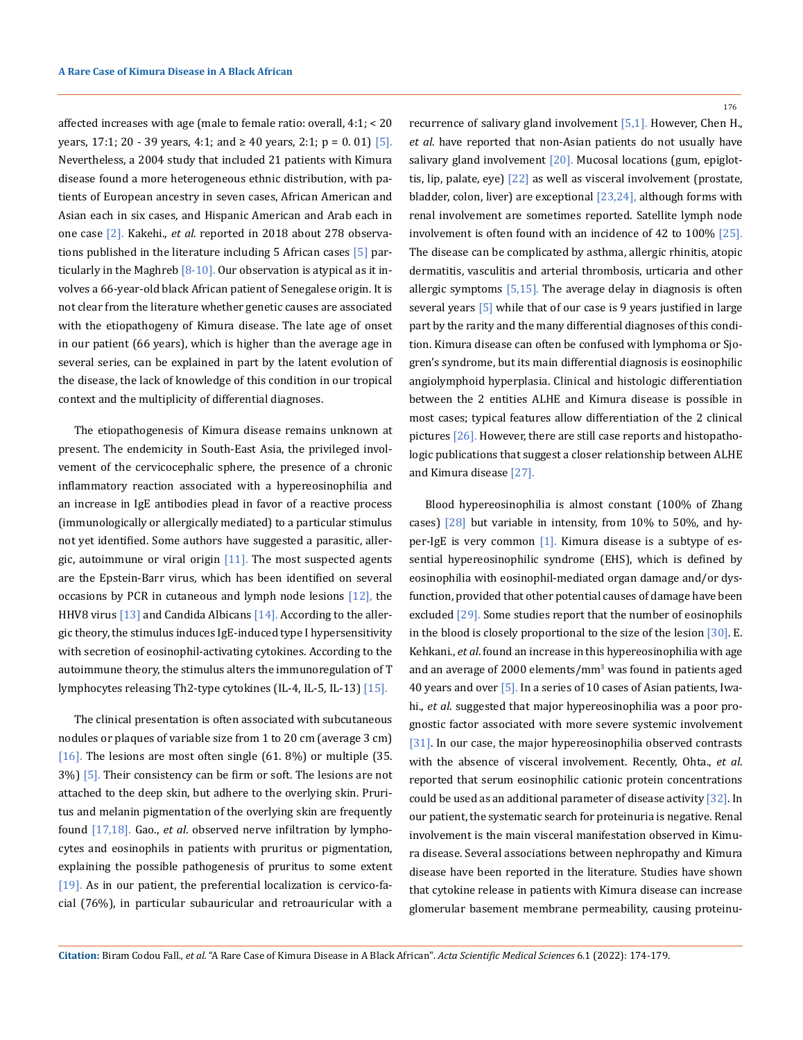affected increases with age (male to female ratio: overall, 4:1; < 20 years, 17:1; 20 - 39 years, 4:1; and ≥ 40 years, 2:1; p = 0. 01) [5]. Nevertheless, a 2004 study that included 21 patients with Kimura disease found a more heterogeneous ethnic distribution, with patients of European ancestry in seven cases, African American and Asian each in six cases, and Hispanic American and Arab each in one case [2]. Kakehi., *et al*. reported in 2018 about 278 observations published in the literature including 5 African cases [5] particularly in the Maghreb [8-10]. Our observation is atypical as it involves a 66-year-old black African patient of Senegalese origin. It is not clear from the literature whether genetic causes are associated with the etiopathogeny of Kimura disease. The late age of onset in our patient (66 years), which is higher than the average age in several series, can be explained in part by the latent evolution of the disease, the lack of knowledge of this condition in our tropical context and the multiplicity of differential diagnoses.

The etiopathogenesis of Kimura disease remains unknown at present. The endemicity in South-East Asia, the privileged involvement of the cervicocephalic sphere, the presence of a chronic inflammatory reaction associated with a hypereosinophilia and an increase in IgE antibodies plead in favor of a reactive process (immunologically or allergically mediated) to a particular stimulus not yet identified. Some authors have suggested a parasitic, allergic, autoimmune or viral origin [11]. The most suspected agents are the Epstein-Barr virus, which has been identified on several occasions by PCR in cutaneous and lymph node lesions [12], the HHV8 virus [13] and Candida Albicans [14]. According to the allergic theory, the stimulus induces IgE-induced type I hypersensitivity with secretion of eosinophil-activating cytokines. According to the autoimmune theory, the stimulus alters the immunoregulation of T lymphocytes releasing Th2-type cytokines (IL-4, IL-5, IL-13) [15].

The clinical presentation is often associated with subcutaneous nodules or plaques of variable size from 1 to 20 cm (average 3 cm) [16]. The lesions are most often single (61. 8%) or multiple (35. 3%) [5]. Their consistency can be firm or soft. The lesions are not attached to the deep skin, but adhere to the overlying skin. Pruritus and melanin pigmentation of the overlying skin are frequently found [17,18]. Gao., *et al*. observed nerve infiltration by lymphocytes and eosinophils in patients with pruritus or pigmentation, explaining the possible pathogenesis of pruritus to some extent [19]. As in our patient, the preferential localization is cervico-facial (76%), in particular subauricular and retroauricular with a recurrence of salivary gland involvement [5,1]. However, Chen H., *et al*. have reported that non-Asian patients do not usually have salivary gland involvement [20]. Mucosal locations (gum, epiglottis, lip, palate, eye) [22] as well as visceral involvement (prostate, bladder, colon, liver) are exceptional [23,24], although forms with renal involvement are sometimes reported. Satellite lymph node involvement is often found with an incidence of 42 to 100% [25]. The disease can be complicated by asthma, allergic rhinitis, atopic dermatitis, vasculitis and arterial thrombosis, urticaria and other allergic symptoms [5,15]. The average delay in diagnosis is often several years [5] while that of our case is 9 years justified in large part by the rarity and the many differential diagnoses of this condition. Kimura disease can often be confused with lymphoma or Sjogren's syndrome, but its main differential diagnosis is eosinophilic angiolymphoid hyperplasia. Clinical and histologic differentiation between the 2 entities ALHE and Kimura disease is possible in most cases; typical features allow differentiation of the 2 clinical pictures [26]. However, there are still case reports and histopathologic publications that suggest a closer relationship between ALHE and Kimura disease [27].

Blood hypereosinophilia is almost constant (100% of Zhang cases) [28] but variable in intensity, from 10% to 50%, and hyper-IgE is very common [1]. Kimura disease is a subtype of essential hypereosinophilic syndrome (EHS), which is defined by eosinophilia with eosinophil-mediated organ damage and/or dysfunction, provided that other potential causes of damage have been excluded [29]. Some studies report that the number of eosinophils in the blood is closely proportional to the size of the lesion [30]. E. Kehkani., *et al*. found an increase in this hypereosinophilia with age and an average of 2000 elements/mm$^3$ was found in patients aged 40 years and over [5]. In a series of 10 cases of Asian patients, Iwahi., *et al*. suggested that major hypereosinophilia was a poor prognostic factor associated with more severe systemic involvement [31]. In our case, the major hypereosinophilia observed contrasts with the absence of visceral involvement. Recently, Ohta., *et al*. reported that serum eosinophilic cationic protein concentrations could be used as an additional parameter of disease activity [32]. In our patient, the systematic search for proteinuria is negative. Renal involvement is the main visceral manifestation observed in Kimura disease. Several associations between nephropathy and Kimura disease have been reported in the literature. Studies have shown that cytokine release in patients with Kimura disease can increase glomerular basement membrane permeability, causing proteinu-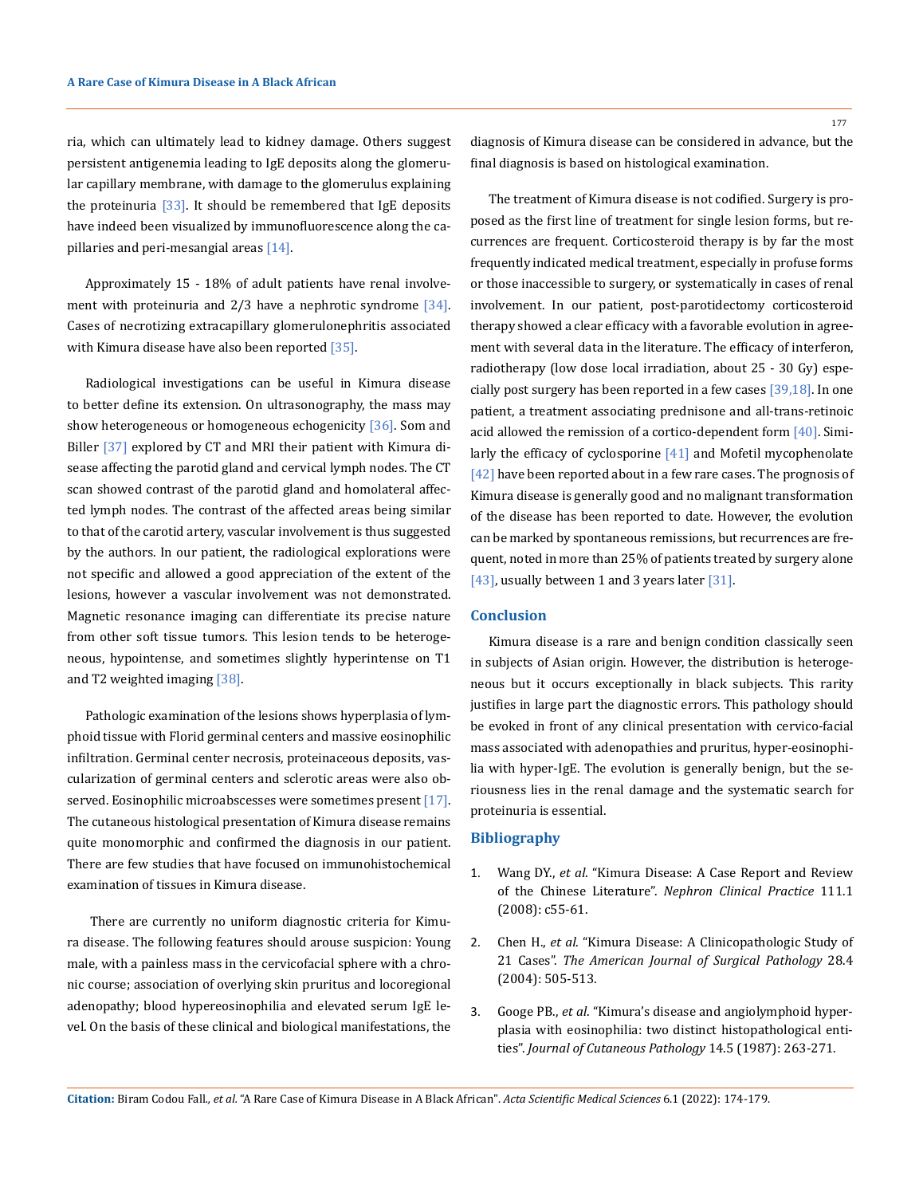ria, which can ultimately lead to kidney damage. Others suggest persistent antigenemia leading to IgE deposits along the glomerular capillary membrane, with damage to the glomerulus explaining the proteinuria [33]. It should be remembered that IgE deposits have indeed been visualized by immunofluorescence along the capillaries and peri-mesangial areas [14].

Approximately 15 - 18% of adult patients have renal involvement with proteinuria and 2/3 have a nephrotic syndrome [34]. Cases of necrotizing extracapillary glomerulonephritis associated with Kimura disease have also been reported [35].

Radiological investigations can be useful in Kimura disease to better define its extension. On ultrasonography, the mass may show heterogeneous or homogeneous echogenicity [36]. Som and Biller [37] explored by CT and MRI their patient with Kimura disease affecting the parotid gland and cervical lymph nodes. The CT scan showed contrast of the parotid gland and homolateral affected lymph nodes. The contrast of the affected areas being similar to that of the carotid artery, vascular involvement is thus suggested by the authors. In our patient, the radiological explorations were not specific and allowed a good appreciation of the extent of the lesions, however a vascular involvement was not demonstrated. Magnetic resonance imaging can differentiate its precise nature from other soft tissue tumors. This lesion tends to be heterogeneous, hypointense, and sometimes slightly hyperintense on T1 and T2 weighted imaging [38].

Pathologic examination of the lesions shows hyperplasia of lymphoid tissue with Florid germinal centers and massive eosinophilic infiltration. Germinal center necrosis, proteinaceous deposits, vascularization of germinal centers and sclerotic areas were also observed. Eosinophilic microabscesses were sometimes present [17]. The cutaneous histological presentation of Kimura disease remains quite monomorphic and confirmed the diagnosis in our patient. There are few studies that have focused on immunohistochemical examination of tissues in Kimura disease.

There are currently no uniform diagnostic criteria for Kimura disease. The following features should arouse suspicion: Young male, with a painless mass in the cervicofacial sphere with a chronic course; association of overlying skin pruritus and locoregional adenopathy; blood hypereosinophilia and elevated serum IgE level. On the basis of these clinical and biological manifestations, the diagnosis of Kimura disease can be considered in advance, but the final diagnosis is based on histological examination.

The treatment of Kimura disease is not codified. Surgery is proposed as the first line of treatment for single lesion forms, but recurrences are frequent. Corticosteroid therapy is by far the most frequently indicated medical treatment, especially in profuse forms or those inaccessible to surgery, or systematically in cases of renal involvement. In our patient, post-parotidectomy corticosteroid therapy showed a clear efficacy with a favorable evolution in agreement with several data in the literature. The efficacy of interferon, radiotherapy (low dose local irradiation, about 25 - 30 Gy) especially post surgery has been reported in a few cases [39,18]. In one patient, a treatment associating prednisone and all-trans-retinoic acid allowed the remission of a cortico-dependent form [40]. Similarly the efficacy of cyclosporine [41] and Mofetil mycophenolate [42] have been reported about in a few rare cases. The prognosis of Kimura disease is generally good and no malignant transformation of the disease has been reported to date. However, the evolution can be marked by spontaneous remissions, but recurrences are frequent, noted in more than 25% of patients treated by surgery alone [43], usually between 1 and 3 years later [31].

## Conclusion

Kimura disease is a rare and benign condition classically seen in subjects of Asian origin. However, the distribution is heterogeneous but it occurs exceptionally in black subjects. This rarity justifies in large part the diagnostic errors. This pathology should be evoked in front of any clinical presentation with cervico-facial mass associated with adenopathies and pruritus, hyper-eosinophilia with hyper-IgE. The evolution is generally benign, but the seriousness lies in the renal damage and the systematic search for proteinuria is essential.

## Bibliography

1. Wang DY., *et al*. "Kimura Disease: A Case Report and Review of the Chinese Literature". *Nephron Clinical Practice* 111.1 (2008): c55-61.
2. Chen H., *et al*. "Kimura Disease: A Clinicopathologic Study of 21 Cases". *The American Journal of Surgical Pathology* 28.4 (2004): 505-513.
3. Googe PB., *et al*. "Kimura's disease and angiolymphoid hyperplasia with eosinophilia: two distinct histopathological entities". *Journal of Cutaneous Pathology* 14.5 (1987): 263-271.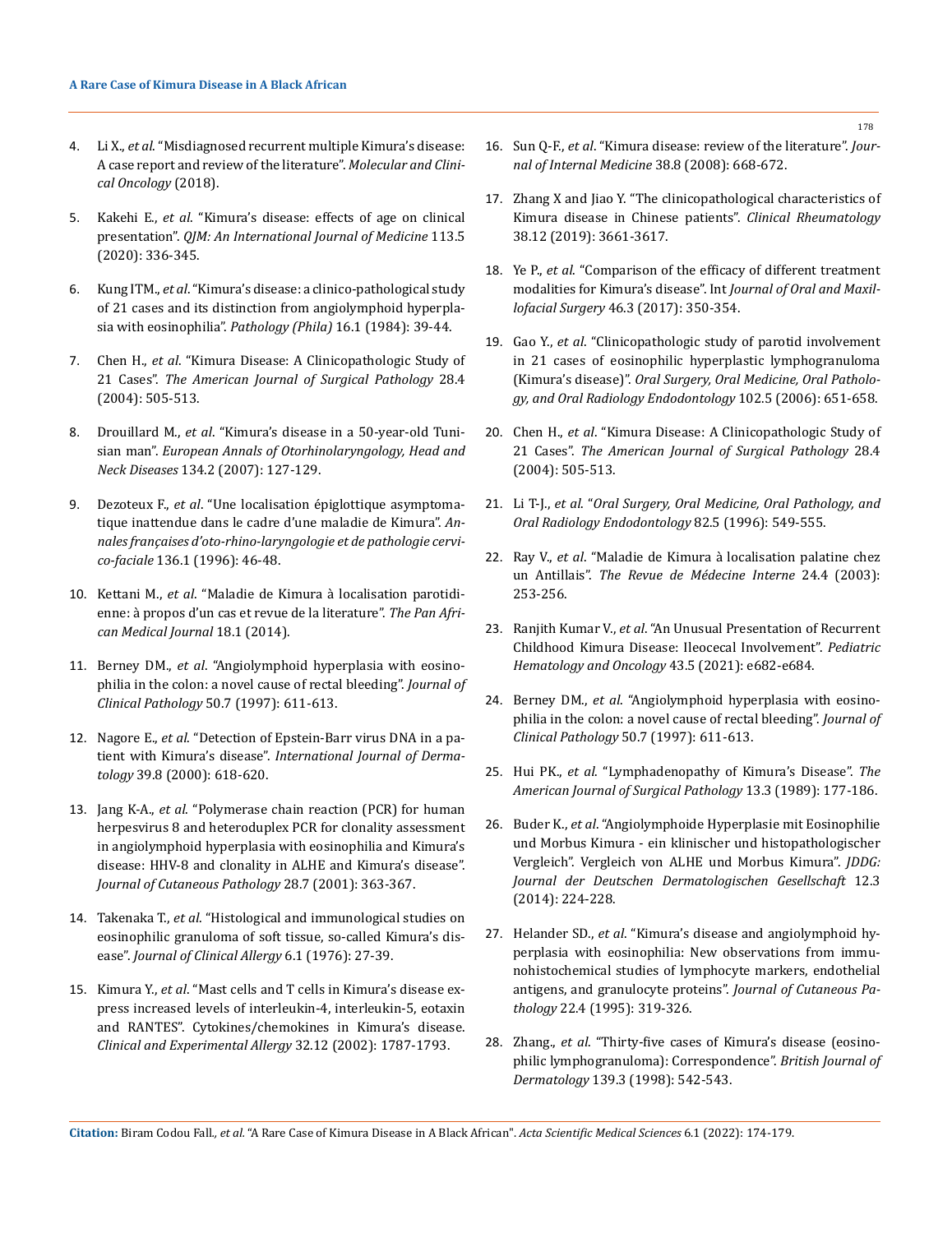4. Li X., *et al*. "Misdiagnosed recurrent multiple Kimura's disease: A case report and review of the literature". *Molecular and Clinical Oncology* (2018).

5. Kakehi E., *et al*. "Kimura's disease: effects of age on clinical presentation". *QJM: An International Journal of Medicine* 113.5 (2020): 336-345.

6. Kung ITM., *et al*. "Kimura's disease: a clinico-pathological study of 21 cases and its distinction from angiolymphoid hyperplasia with eosinophilia". *Pathology (Phila)* 16.1 (1984): 39-44.

7. Chen H., *et al*. "Kimura Disease: A Clinicopathologic Study of 21 Cases". *The American Journal of Surgical Pathology* 28.4 (2004): 505-513.

8. Drouillard M., *et al*. "Kimura's disease in a 50-year-old Tunisian man". *European Annals of Otorhinolaryngology, Head and Neck Diseases* 134.2 (2007): 127-129.

9. Dezoteux F., *et al*. "Une localisation épiglottique asymptomatique inattendue dans le cadre d'une maladie de Kimura". *Annales françaises d'oto-rhino-laryngologie et de pathologie cervico-faciale* 136.1 (1996): 46-48.

10. Kettani M., *et al*. "Maladie de Kimura à localisation parotidienne: à propos d'un cas et revue de la literature". *The Pan African Medical Journal* 18.1 (2014).

11. Berney DM., *et al*. "Angiolymphoid hyperplasia with eosinophilia in the colon: a novel cause of rectal bleeding". *Journal of Clinical Pathology* 50.7 (1997): 611-613.

12. Nagore E., *et al*. "Detection of Epstein-Barr virus DNA in a patient with Kimura's disease". *International Journal of Dermatology* 39.8 (2000): 618-620.

13. Jang K-A., *et al*. "Polymerase chain reaction (PCR) for human herpesvirus 8 and heteroduplex PCR for clonality assessment in angiolymphoid hyperplasia with eosinophilia and Kimura's disease: HHV-8 and clonality in ALHE and Kimura's disease". *Journal of Cutaneous Pathology* 28.7 (2001): 363-367.

14. Takenaka T., *et al*. "Histological and immunological studies on eosinophilic granuloma of soft tissue, so-called Kimura's disease". *Journal of Clinical Allergy* 6.1 (1976): 27-39.

15. Kimura Y., *et al*. "Mast cells and T cells in Kimura's disease express increased levels of interleukin-4, interleukin-5, eotaxin and RANTES". Cytokines/chemokines in Kimura's disease. *Clinical and Experimental Allergy* 32.12 (2002): 1787-1793.

16. Sun Q-F., *et al*. "Kimura disease: review of the literature". *Journal of Internal Medicine* 38.8 (2008): 668-672.

17. Zhang X and Jiao Y. "The clinicopathological characteristics of Kimura disease in Chinese patients". *Clinical Rheumatology* 38.12 (2019): 3661-3617.

18. Ye P., *et al*. "Comparison of the efficacy of different treatment modalities for Kimura's disease". Int *Journal of Oral and Maxillofacial Surgery* 46.3 (2017): 350-354.

19. Gao Y., *et al*. "Clinicopathologic study of parotid involvement in 21 cases of eosinophilic hyperplastic lymphogranuloma (Kimura's disease)". *Oral Surgery, Oral Medicine, Oral Pathology, and Oral Radiology Endodontology* 102.5 (2006): 651-658.

20. Chen H., *et al*. "Kimura Disease: A Clinicopathologic Study of 21 Cases". *The American Journal of Surgical Pathology* 28.4 (2004): 505-513.

21. Li T-J., *et al*. "*Oral Surgery, Oral Medicine, Oral Pathology, and Oral Radiology Endodontology* 82.5 (1996): 549-555.

22. Ray V., *et al*. "Maladie de Kimura à localisation palatine chez un Antillais". *The Revue de Médecine Interne* 24.4 (2003): 253-256.

23. Ranjith Kumar V., *et al*. "An Unusual Presentation of Recurrent Childhood Kimura Disease: Ileocecal Involvement". *Pediatric Hematology and Oncology* 43.5 (2021): e682-e684.

24. Berney DM., *et al*. "Angiolymphoid hyperplasia with eosinophilia in the colon: a novel cause of rectal bleeding". *Journal of Clinical Pathology* 50.7 (1997): 611-613.

25. Hui PK., *et al*. "Lymphadenopathy of Kimura's Disease". *The American Journal of Surgical Pathology* 13.3 (1989): 177-186.

26. Buder K., *et al*. "Angiolymphoide Hyperplasie mit Eosinophilie und Morbus Kimura - ein klinischer und histopathologischer Vergleich". Vergleich von ALHE und Morbus Kimura". *JDDG: Journal der Deutschen Dermatologischen Gesellschaft* 12.3 (2014): 224-228.

27. Helander SD., *et al*. "Kimura's disease and angiolymphoid hyperplasia with eosinophilia: New observations from immunohistochemical studies of lymphocyte markers, endothelial antigens, and granulocyte proteins". *Journal of Cutaneous Pathology* 22.4 (1995): 319-326.

28. Zhang., *et al*. "Thirty-five cases of Kimura's disease (eosinophilic lymphogranuloma): Correspondence". *British Journal of Dermatology* 139.3 (1998): 542-543.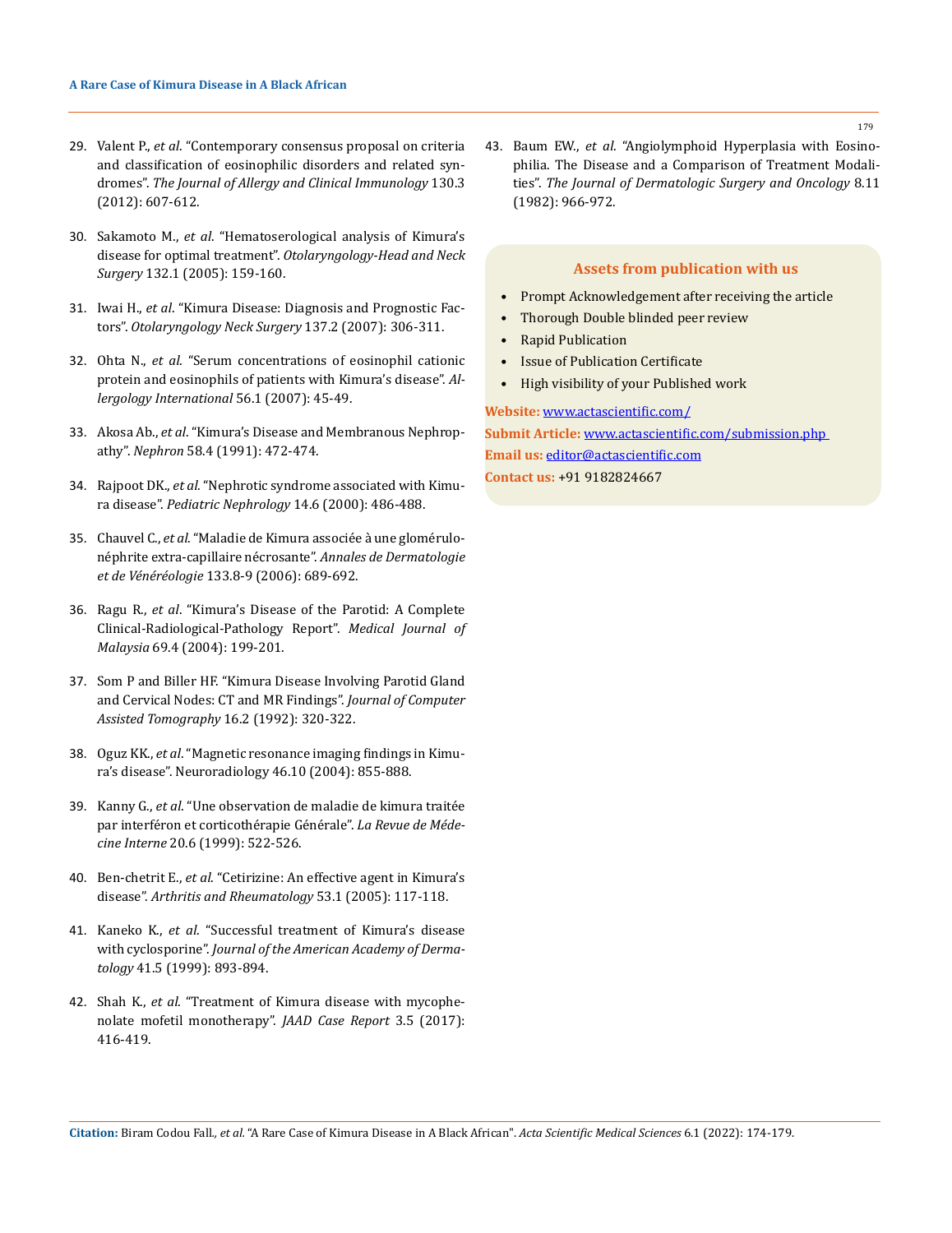29. Valent P., *et al*. "Contemporary consensus proposal on criteria and classification of eosinophilic disorders and related syndromes". *The Journal of Allergy and Clinical Immunology* 130.3 (2012): 607-612.

30. Sakamoto M., *et al*. "Hematoserological analysis of Kimura's disease for optimal treatment". *Otolaryngology-Head and Neck Surgery* 132.1 (2005): 159-160.

31. Iwai H., *et al*. "Kimura Disease: Diagnosis and Prognostic Factors". *Otolaryngology Neck Surgery* 137.2 (2007): 306-311.

32. Ohta N., *et al*. "Serum concentrations of eosinophil cationic protein and eosinophils of patients with Kimura's disease". *Allergology International* 56.1 (2007): 45-49.

33. Akosa Ab., *et al*. "Kimura's Disease and Membranous Nephropathy". *Nephron* 58.4 (1991): 472-474.

34. Rajpoot DK., *et al*. "Nephrotic syndrome associated with Kimura disease". *Pediatric Nephrology* 14.6 (2000): 486-488.

35. Chauvel C., *et al*. "Maladie de Kimura associée à une glomérulonéphrite extra-capillaire nécrosante". *Annales de Dermatologie et de Vénéréologie* 133.8-9 (2006): 689-692.

36. Ragu R., *et al*. "Kimura's Disease of the Parotid: A Complete Clinical-Radiological-Pathology Report". *Medical Journal of Malaysia* 69.4 (2004): 199-201.

37. Som P and Biller HF. "Kimura Disease Involving Parotid Gland and Cervical Nodes: CT and MR Findings". *Journal of Computer Assisted Tomography* 16.2 (1992): 320-322.

38. Oguz KK., *et al*. "Magnetic resonance imaging findings in Kimura's disease". Neuroradiology 46.10 (2004): 855-888.

39. Kanny G., *et al*. "Une observation de maladie de kimura traitée par interféron et corticothérapie Générale". *La Revue de Médecine Interne* 20.6 (1999): 522-526.

40. Ben-chetrit E., *et al*. "Cetirizine: An effective agent in Kimura's disease". *Arthritis and Rheumatology* 53.1 (2005): 117-118.

41. Kaneko K., *et al*. "Successful treatment of Kimura's disease with cyclosporine". *Journal of the American Academy of Dermatology* 41.5 (1999): 893-894.

42. Shah K., *et al*. "Treatment of Kimura disease with mycophenolate mofetil monotherapy". *JAAD Case Report* 3.5 (2017): 416-419.

43. Baum EW., *et al*. "Angiolymphoid Hyperplasia with Eosinophilia. The Disease and a Comparison of Treatment Modalities". *The Journal of Dermatologic Surgery and Oncology* 8.11 (1982): 966-972.

**Assets from publication with us**

- Prompt Acknowledgement after receiving the article
- Thorough Double blinded peer review
- Rapid Publication
- Issue of Publication Certificate
- High visibility of your Published work

**Website:** www.actascientific.com/
**Submit Article:** www.actascientific.com/submission.php
**Email us:** editor@actascientific.com
**Contact us:** +91 9182824667